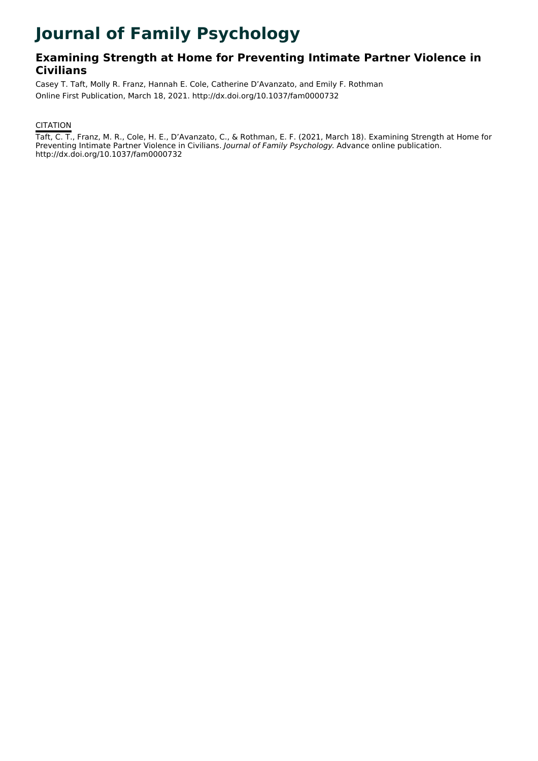# Journal of Family Psychology

## Examining Strength at Home for Preventing Intimate Partner Violence in Civilians

Casey T. Taft, Molly R. Franz, Hannah E. Cole, Catherine D’Avanzato, and Emily F. Rothman

Online First Publication, March 18, 2021. http://dx.doi.org/10.1037/fam0000732

CITATION

Taft, C. T., Franz, M. R., Cole, H. E., D’Avanzato, C., & Rothman, E. F. (2021, March 18). Examining Strength at Home for Preventing Intimate Partner Violence in Civilians. *Journal of Family Psychology*. Advance online publication. http://dx.doi.org/10.1037/fam0000732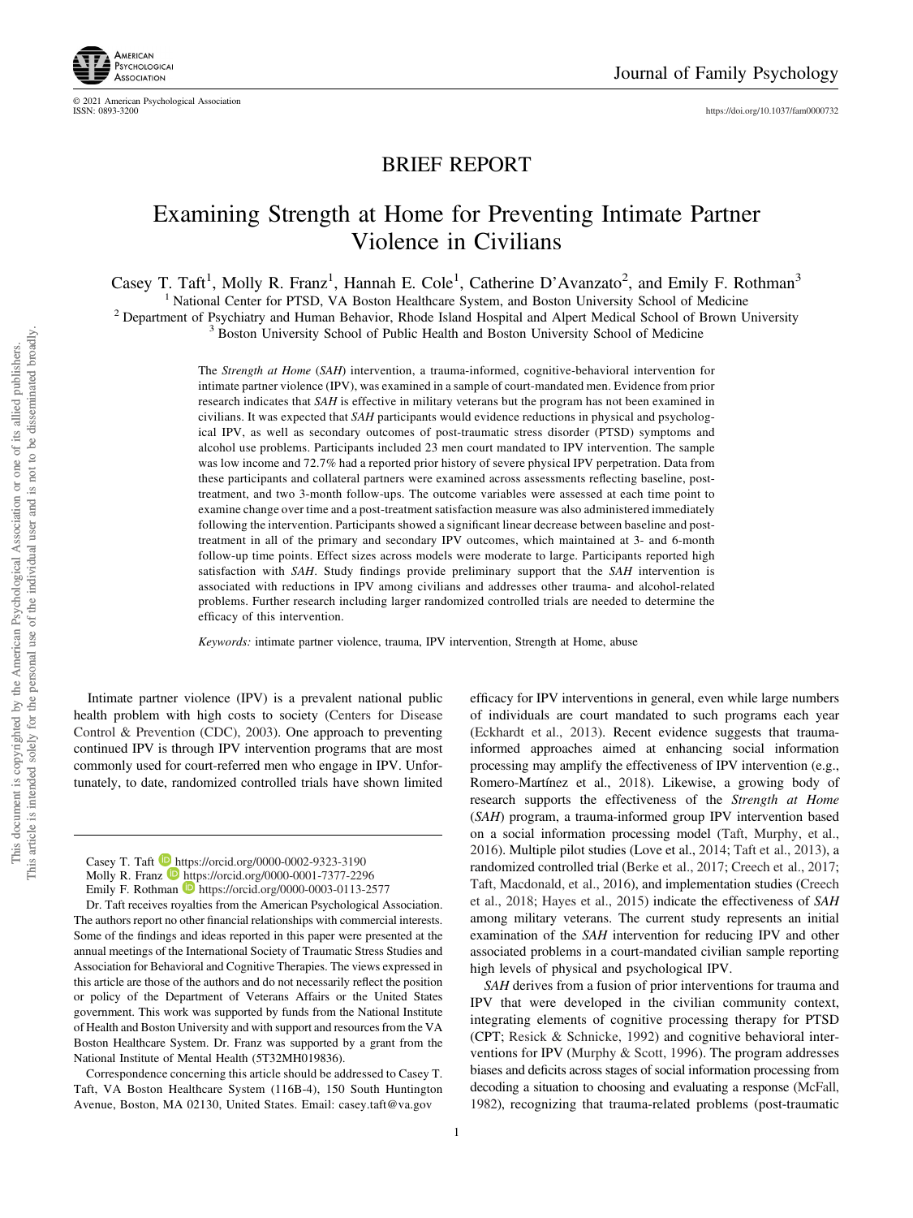BRIEF REPORT

# Examining Strength at Home for Preventing Intimate Partner Violence in Civilians

Casey T. Taft[1], Molly R. Franz[1], Hannah E. Cole[1], Catherine D'Avanzato[2], and Emily F. Rothman[3]

[1] National Center for PTSD, VA Boston Healthcare System, and Boston University School of Medicine
[2] Department of Psychiatry and Human Behavior, Rhode Island Hospital and Alpert Medical School of Brown University
[3] Boston University School of Public Health and Boston University School of Medicine

The *Strength at Home* (*SAH*) intervention, a trauma-informed, cognitive-behavioral intervention for intimate partner violence (IPV), was examined in a sample of court-mandated men. Evidence from prior research indicates that *SAH* is effective in military veterans but the program has not been examined in civilians. It was expected that *SAH* participants would evidence reductions in physical and psychological IPV, as well as secondary outcomes of post-traumatic stress disorder (PTSD) symptoms and alcohol use problems. Participants included 23 men court mandated to IPV intervention. The sample was low income and 72.7% had a reported prior history of severe physical IPV perpetration. Data from these participants and collateral partners were examined across assessments reflecting baseline, post-treatment, and two 3-month follow-ups. The outcome variables were assessed at each time point to examine change over time and a post-treatment satisfaction measure was also administered immediately following the intervention. Participants showed a significant linear decrease between baseline and post-treatment in all of the primary and secondary IPV outcomes, which maintained at 3- and 6-month follow-up time points. Effect sizes across models were moderate to large. Participants reported high satisfaction with *SAH*. Study findings provide preliminary support that the *SAH* intervention is associated with reductions in IPV among civilians and addresses other trauma- and alcohol-related problems. Further research including larger randomized controlled trials are needed to determine the efficacy of this intervention.

*Keywords:* intimate partner violence, trauma, IPV intervention, Strength at Home, abuse

Intimate partner violence (IPV) is a prevalent national public health problem with high costs to society (Centers for Disease Control & Prevention (CDC), 2003). One approach to preventing continued IPV is through IPV intervention programs that are most commonly used for court-referred men who engage in IPV. Unfortunately, to date, randomized controlled trials have shown limited efficacy for IPV interventions in general, even while large numbers of individuals are court mandated to such programs each year (Eckhardt et al., 2013). Recent evidence suggests that trauma-informed approaches aimed at enhancing social information processing may amplify the effectiveness of IPV intervention (e.g., Romero-Martínez et al., 2018). Likewise, a growing body of research supports the effectiveness of the *Strength at Home* (*SAH*) program, a trauma-informed group IPV intervention based on a social information processing model (Taft, Murphy, et al., 2016). Multiple pilot studies (Love et al., 2014; Taft et al., 2013), a randomized controlled trial (Berke et al., 2017; Creech et al., 2017; Taft, Macdonald, et al., 2016), and implementation studies (Creech et al., 2018; Hayes et al., 2015) indicate the effectiveness of *SAH* among military veterans. The current study represents an initial examination of the *SAH* intervention for reducing IPV and other associated problems in a court-mandated civilian sample reporting high levels of physical and psychological IPV.

*SAH* derives from a fusion of prior interventions for trauma and IPV that were developed in the civilian community context, integrating elements of cognitive processing therapy for PTSD (CPT; Resick & Schnicke, 1992) and cognitive behavioral interventions for IPV (Murphy & Scott, 1996). The program addresses biases and deficits across stages of social information processing from decoding a situation to choosing and evaluating a response (McFall, 1982), recognizing that trauma-related problems (post-traumatic

Casey T. Taft https://orcid.org/0000-0002-9323-3190
Molly R. Franz https://orcid.org/0000-0001-7377-2296
Emily F. Rothman https://orcid.org/0000-0003-0113-2577

Dr. Taft receives royalties from the American Psychological Association. The authors report no other financial relationships with commercial interests. Some of the findings and ideas reported in this paper were presented at the annual meetings of the International Society of Traumatic Stress Studies and Association for Behavioral and Cognitive Therapies. The views expressed in this article are those of the authors and do not necessarily reflect the position or policy of the Department of Veterans Affairs or the United States government. This work was supported by funds from the National Institute of Health and Boston University and with support and resources from the VA Boston Healthcare System. Dr. Franz was supported by a grant from the National Institute of Mental Health (5T32MH019836).

Correspondence concerning this article should be addressed to Casey T. Taft, VA Boston Healthcare System (116B-4), 150 South Huntington Avenue, Boston, MA 02130, United States. Email: casey.taft@va.gov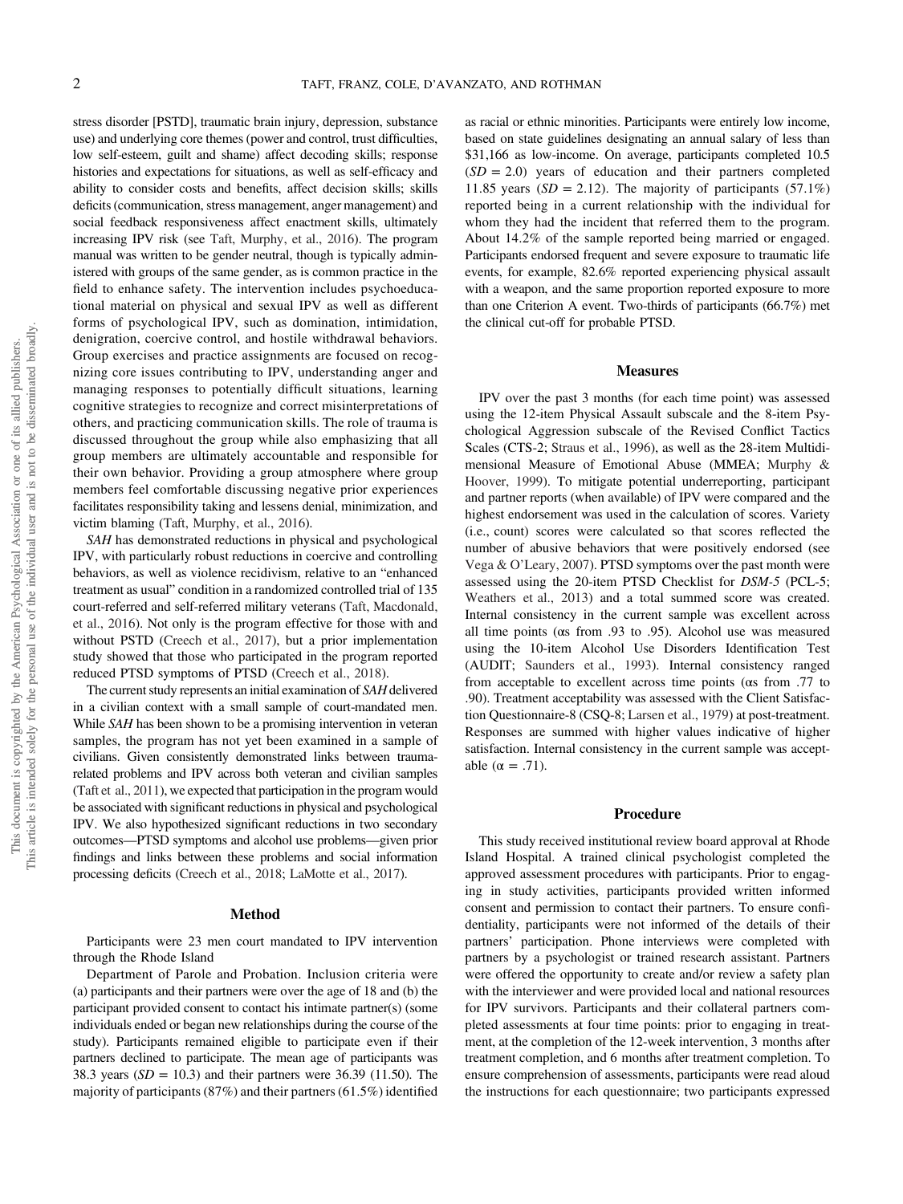stress disorder [PSTD], traumatic brain injury, depression, substance use) and underlying core themes (power and control, trust difficulties, low self-esteem, guilt and shame) affect decoding skills; response histories and expectations for situations, as well as self-efficacy and ability to consider costs and benefits, affect decision skills; skills deficits (communication, stress management, anger management) and social feedback responsiveness affect enactment skills, ultimately increasing IPV risk (see Taft, Murphy, et al., 2016). The program manual was written to be gender neutral, though is typically administered with groups of the same gender, as is common practice in the field to enhance safety. The intervention includes psychoeducational material on physical and sexual IPV as well as different forms of psychological IPV, such as domination, intimidation, denigration, coercive control, and hostile withdrawal behaviors. Group exercises and practice assignments are focused on recognizing core issues contributing to IPV, understanding anger and managing responses to potentially difficult situations, learning cognitive strategies to recognize and correct misinterpretations of others, and practicing communication skills. The role of trauma is discussed throughout the group while also emphasizing that all group members are ultimately accountable and responsible for their own behavior. Providing a group atmosphere where group members feel comfortable discussing negative prior experiences facilitates responsibility taking and lessens denial, minimization, and victim blaming (Taft, Murphy, et al., 2016).

*SAH* has demonstrated reductions in physical and psychological IPV, with particularly robust reductions in coercive and controlling behaviors, as well as violence recidivism, relative to an "enhanced treatment as usual" condition in a randomized controlled trial of 135 court-referred and self-referred military veterans (Taft, Macdonald, et al., 2016). Not only is the program effective for those with and without PSTD (Creech et al., 2017), but a prior implementation study showed that those who participated in the program reported reduced PTSD symptoms of PTSD (Creech et al., 2018).

The current study represents an initial examination of *SAH* delivered in a civilian context with a small sample of court-mandated men. While *SAH* has been shown to be a promising intervention in veteran samples, the program has not yet been examined in a sample of civilians. Given consistently demonstrated links between trauma-related problems and IPV across both veteran and civilian samples (Taft et al., 2011), we expected that participation in the program would be associated with significant reductions in physical and psychological IPV. We also hypothesized significant reductions in two secondary outcomes—PTSD symptoms and alcohol use problems—given prior findings and links between these problems and social information processing deficits (Creech et al., 2018; LaMotte et al., 2017).

## Method

Participants were 23 men court mandated to IPV intervention through the Rhode Island

Department of Parole and Probation. Inclusion criteria were (a) participants and their partners were over the age of 18 and (b) the participant provided consent to contact his intimate partner(s) (some individuals ended or began new relationships during the course of the study). Participants remained eligible to participate even if their partners declined to participate. The mean age of participants was 38.3 years ($SD = 10.3$) and their partners were 36.39 (11.50). The majority of participants (87%) and their partners (61.5%) identified as racial or ethnic minorities. Participants were entirely low income, based on state guidelines designating an annual salary of less than \$31,166 as low-income. On average, participants completed 10.5 ($SD = 2.0$) years of education and their partners completed 11.85 years ($SD = 2.12$). The majority of participants (57.1%) reported being in a current relationship with the individual for whom they had the incident that referred them to the program. About 14.2% of the sample reported being married or engaged. Participants endorsed frequent and severe exposure to traumatic life events, for example, 82.6% reported experiencing physical assault with a weapon, and the same proportion reported exposure to more than one Criterion A event. Two-thirds of participants (66.7%) met the clinical cut-off for probable PTSD.

### Measures

IPV over the past 3 months (for each time point) was assessed using the 12-item Physical Assault subscale and the 8-item Psychological Aggression subscale of the Revised Conflict Tactics Scales (CTS-2; Straus et al., 1996), as well as the 28-item Multidimensional Measure of Emotional Abuse (MMEA; Murphy & Hoover, 1999). To mitigate potential underreporting, participant and partner reports (when available) of IPV were compared and the highest endorsement was used in the calculation of scores. Variety (i.e., count) scores were calculated so that scores reflected the number of abusive behaviors that were positively endorsed (see Vega & O'Leary, 2007). PTSD symptoms over the past month were assessed using the 20-item PTSD Checklist for *DSM-5* (PCL-5; Weathers et al., 2013) and a total summed score was created. Internal consistency in the current sample was excellent across all time points (αs from .93 to .95). Alcohol use was measured using the 10-item Alcohol Use Disorders Identification Test (AUDIT; Saunders et al., 1993). Internal consistency ranged from acceptable to excellent across time points (αs from .77 to .90). Treatment acceptability was assessed with the Client Satisfaction Questionnaire-8 (CSQ-8; Larsen et al., 1979) at post-treatment. Responses are summed with higher values indicative of higher satisfaction. Internal consistency in the current sample was acceptable ($\alpha = .71$).

### Procedure

This study received institutional review board approval at Rhode Island Hospital. A trained clinical psychologist completed the approved assessment procedures with participants. Prior to engaging in study activities, participants provided written informed consent and permission to contact their partners. To ensure confidentiality, participants were not informed of the details of their partners' participation. Phone interviews were completed with partners by a psychologist or trained research assistant. Partners were offered the opportunity to create and/or review a safety plan with the interviewer and were provided local and national resources for IPV survivors. Participants and their collateral partners completed assessments at four time points: prior to engaging in treatment, at the completion of the 12-week intervention, 3 months after treatment completion, and 6 months after treatment completion. To ensure comprehension of assessments, participants were read aloud the instructions for each questionnaire; two participants expressed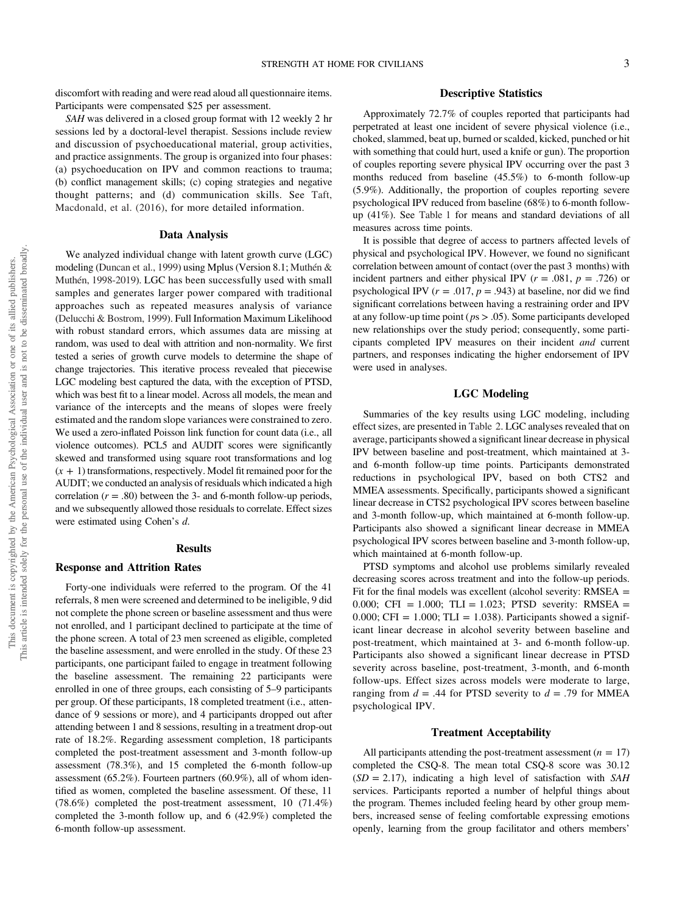discomfort with reading and were read aloud all questionnaire items. Participants were compensated $25 per assessment.

*SAH* was delivered in a closed group format with 12 weekly 2 hr sessions led by a doctoral-level therapist. Sessions include review and discussion of psychoeducational material, group activities, and practice assignments. The group is organized into four phases: (a) psychoeducation on IPV and common reactions to trauma; (b) conflict management skills; (c) coping strategies and negative thought patterns; and (d) communication skills. See Taft, Macdonald, et al. (2016), for more detailed information.

## Data Analysis

We analyzed individual change with latent growth curve (LGC) modeling (Duncan et al., 1999) using Mplus (Version 8.1; Muthén & Muthén, 1998-2019). LGC has been successfully used with small samples and generates larger power compared with traditional approaches such as repeated measures analysis of variance (Delucchi & Bostrom, 1999). Full Information Maximum Likelihood with robust standard errors, which assumes data are missing at random, was used to deal with attrition and non-normality. We first tested a series of growth curve models to determine the shape of change trajectories. This iterative process revealed that piecewise LGC modeling best captured the data, with the exception of PTSD, which was best fit to a linear model. Across all models, the mean and variance of the intercepts and the means of slopes were freely estimated and the random slope variances were constrained to zero. We used a zero-inflated Poisson link function for count data (i.e., all violence outcomes). PCL5 and AUDIT scores were significantly skewed and transformed using square root transformations and log $(x + 1)$ transformations, respectively. Model fit remained poor for the AUDIT; we conducted an analysis of residuals which indicated a high correlation ($r = .80$) between the 3- and 6-month follow-up periods, and we subsequently allowed those residuals to correlate. Effect sizes were estimated using Cohen's $d$.

# Results

## Response and Attrition Rates

Forty-one individuals were referred to the program. Of the 41 referrals, 8 men were screened and determined to be ineligible, 9 did not complete the phone screen or baseline assessment and thus were not enrolled, and 1 participant declined to participate at the time of the phone screen. A total of 23 men screened as eligible, completed the baseline assessment, and were enrolled in the study. Of these 23 participants, one participant failed to engage in treatment following the baseline assessment. The remaining 22 participants were enrolled in one of three groups, each consisting of 5–9 participants per group. Of these participants, 18 completed treatment (i.e., attendance of 9 sessions or more), and 4 participants dropped out after attending between 1 and 8 sessions, resulting in a treatment drop-out rate of 18.2%. Regarding assessment completion, 18 participants completed the post-treatment assessment and 3-month follow-up assessment (78.3%), and 15 completed the 6-month follow-up assessment (65.2%). Fourteen partners (60.9%), all of whom identified as women, completed the baseline assessment. Of these, 11 (78.6%) completed the post-treatment assessment, 10 (71.4%) completed the 3-month follow up, and 6 (42.9%) completed the 6-month follow-up assessment.

## Descriptive Statistics

Approximately 72.7% of couples reported that participants had perpetrated at least one incident of severe physical violence (i.e., choked, slammed, beat up, burned or scalded, kicked, punched or hit with something that could hurt, used a knife or gun). The proportion of couples reporting severe physical IPV occurring over the past 3 months reduced from baseline (45.5%) to 6-month follow-up (5.9%). Additionally, the proportion of couples reporting severe psychological IPV reduced from baseline (68%) to 6-month follow-up (41%). See Table 1 for means and standard deviations of all measures across time points.

It is possible that degree of access to partners affected levels of physical and psychological IPV. However, we found no significant correlation between amount of contact (over the past 3 months) with incident partners and either physical IPV ($r = .081$, $p = .726$) or psychological IPV ($r = .017$, $p = .943$) at baseline, nor did we find significant correlations between having a restraining order and IPV at any follow-up time point ($ps > .05$). Some participants developed new relationships over the study period; consequently, some participants completed IPV measures on their incident *and* current partners, and responses indicating the higher endorsement of IPV were used in analyses.

## LGC Modeling

Summaries of the key results using LGC modeling, including effect sizes, are presented in Table 2. LGC analyses revealed that on average, participants showed a significant linear decrease in physical IPV between baseline and post-treatment, which maintained at 3- and 6-month follow-up time points. Participants demonstrated reductions in psychological IPV, based on both CTS2 and MMEA assessments. Specifically, participants showed a significant linear decrease in CTS2 psychological IPV scores between baseline and 3-month follow-up, which maintained at 6-month follow-up. Participants also showed a significant linear decrease in MMEA psychological IPV scores between baseline and 3-month follow-up, which maintained at 6-month follow-up.

PTSD symptoms and alcohol use problems similarly revealed decreasing scores across treatment and into the follow-up periods. Fit for the final models was excellent (alcohol severity: RMSEA = 0.000; CFI = 1.000; TLI = 1.023; PTSD severity: RMSEA = 0.000; CFI = 1.000; TLI = 1.038). Participants showed a significant linear decrease in alcohol severity between baseline and post-treatment, which maintained at 3- and 6-month follow-up. Participants also showed a significant linear decrease in PTSD severity across baseline, post-treatment, 3-month, and 6-month follow-ups. Effect sizes across models were moderate to large, ranging from $d = .44$ for PTSD severity to $d = .79$ for MMEA psychological IPV.

## Treatment Acceptability

All participants attending the post-treatment assessment ($n = 17$) completed the CSQ-8. The mean total CSQ-8 score was 30.12 ($SD = 2.17$), indicating a high level of satisfaction with *SAH* services. Participants reported a number of helpful things about the program. Themes included feeling heard by other group members, increased sense of feeling comfortable expressing emotions openly, learning from the group facilitator and others members'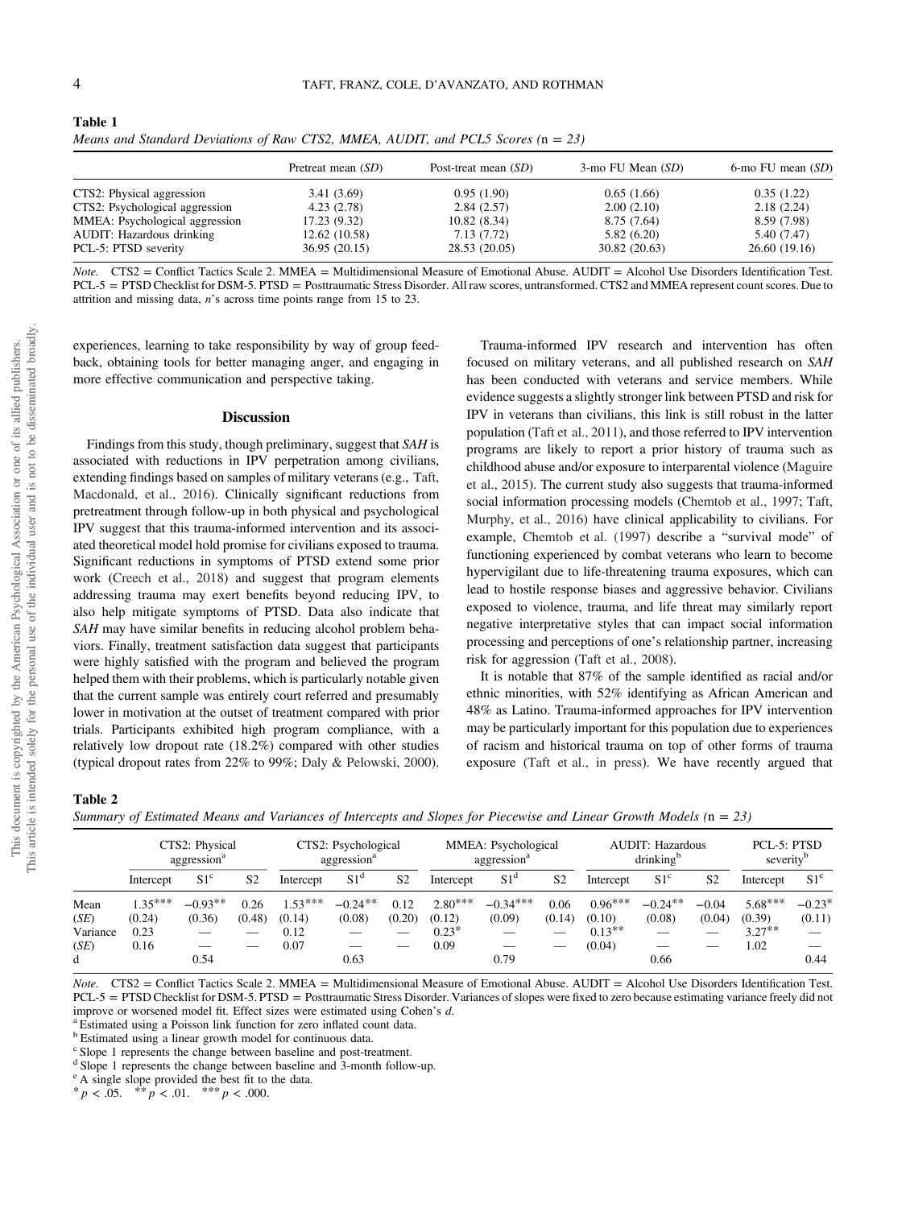**Table 1**

*Means and Standard Deviations of Raw CTS2, MMEA, AUDIT, and PCL5 Scores (n = 23)*

| | Pretreat mean (*SD*) | Post-treat mean (*SD*) | 3-mo FU Mean (*SD*) | 6-mo FU mean (*SD*) |
|---|---|---|---|---|
| CTS2: Physical aggression | 3.41 (3.69) | 0.95 (1.90) | 0.65 (1.66) | 0.35 (1.22) |
| CTS2: Psychological aggression | 4.23 (2.78) | 2.84 (2.57) | 2.00 (2.10) | 2.18 (2.24) |
| MMEA: Psychological aggression | 17.23 (9.32) | 10.82 (8.34) | 8.75 (7.64) | 8.59 (7.98) |
| AUDIT: Hazardous drinking | 12.62 (10.58) | 7.13 (7.72) | 5.82 (6.20) | 5.40 (7.47) |
| PCL-5: PTSD severity | 36.95 (20.15) | 28.53 (20.05) | 30.82 (20.63) | 26.60 (19.16) |

*Note.* CTS2 = Conflict Tactics Scale 2. MMEA = Multidimensional Measure of Emotional Abuse. AUDIT = Alcohol Use Disorders Identification Test. PCL-5 = PTSD Checklist for DSM-5. PTSD = Posttraumatic Stress Disorder. All raw scores, untransformed. CTS2 and MMEA represent count scores. Due to attrition and missing data, *n*'s across time points range from 15 to 23.

experiences, learning to take responsibility by way of group feedback, obtaining tools for better managing anger, and engaging in more effective communication and perspective taking.

## Discussion

Findings from this study, though preliminary, suggest that *SAH* is associated with reductions in IPV perpetration among civilians, extending findings based on samples of military veterans (e.g., Taft, Macdonald, et al., 2016). Clinically significant reductions from pretreatment through follow-up in both physical and psychological IPV suggest that this trauma-informed intervention and its associated theoretical model hold promise for civilians exposed to trauma. Significant reductions in symptoms of PTSD extend some prior work (Creech et al., 2018) and suggest that program elements addressing trauma may exert benefits beyond reducing IPV, to also help mitigate symptoms of PTSD. Data also indicate that *SAH* may have similar benefits in reducing alcohol problem behaviors. Finally, treatment satisfaction data suggest that participants were highly satisfied with the program and believed the program helped them with their problems, which is particularly notable given that the current sample was entirely court referred and presumably lower in motivation at the outset of treatment compared with prior trials. Participants exhibited high program compliance, with a relatively low dropout rate (18.2%) compared with other studies (typical dropout rates from 22% to 99%; Daly & Pelowski, 2000).

Trauma-informed IPV research and intervention has often focused on military veterans, and all published research on *SAH* has been conducted with veterans and service members. While evidence suggests a slightly stronger link between PTSD and risk for IPV in veterans than civilians, this link is still robust in the latter population (Taft et al., 2011), and those referred to IPV intervention programs are likely to report a prior history of trauma such as childhood abuse and/or exposure to interparental violence (Maguire et al., 2015). The current study also suggests that trauma-informed social information processing models (Chemtob et al., 1997; Taft, Murphy, et al., 2016) have clinical applicability to civilians. For example, Chemtob et al. (1997) describe a "survival mode" of functioning experienced by combat veterans who learn to become hypervigilant due to life-threatening trauma exposures, which can lead to hostile response biases and aggressive behavior. Civilians exposed to violence, trauma, and life threat may similarly report negative interpretative styles that can impact social information processing and perceptions of one's relationship partner, increasing risk for aggression (Taft et al., 2008).

It is notable that 87% of the sample identified as racial and/or ethnic minorities, with 52% identifying as African American and 48% as Latino. Trauma-informed approaches for IPV intervention may be particularly important for this population due to experiences of racism and historical trauma on top of other forms of trauma exposure (Taft et al., in press). We have recently argued that

**Table 2**

*Summary of Estimated Means and Variances of Intercepts and Slopes for Piecewise and Linear Growth Models (n = 23)*

| | CTS2: Physical aggression[a] | | | CTS2: Psychological aggression[a] | | | MMEA: Psychological aggression[a] | | | AUDIT: Hazardous drinking[b] | | | PCL-5: PTSD severity[b] | |
|---|---|---|---|---|---|---|---|---|---|---|---|---|---|---|
| | Intercept | S1[c] | S2 | Intercept | S1[d] | S2 | Intercept | S1[d] | S2 | Intercept | S1[c] | S2 | Intercept | S1[e] |
| Mean | 1.35*** | −0.93** | 0.26 | 1.53*** | −0.24** | 0.12 | 2.80*** | −0.34*** | 0.06 | 0.96*** | −0.24** | −0.04 | 5.68*** | −0.23* |
| (*SE*) | (0.24) | (0.36) | (0.48) | (0.14) | (0.08) | (0.20) | (0.12) | (0.09) | (0.14) | (0.10) | (0.08) | (0.04) | (0.39) | (0.11) |
| Variance | 0.23 | — | — | 0.12 | — | — | 0.23* | — | — | 0.13** | — | — | 3.27** | — |
| (*SE*) | 0.16 | — | — | 0.07 | — | — | 0.09 | — | — | (0.04) | — | — | 1.02 | — |
| d | | 0.54 | | | 0.63 | | | 0.79 | | | 0.66 | | | 0.44 |

*Note.* CTS2 = Conflict Tactics Scale 2. MMEA = Multidimensional Measure of Emotional Abuse. AUDIT = Alcohol Use Disorders Identification Test. PCL-5 = PTSD Checklist for DSM-5. PTSD = Posttraumatic Stress Disorder. Variances of slopes were fixed to zero because estimating variance freely did not improve or worsened model fit. Effect sizes were estimated using Cohen's *d*.

[a] Estimated using a Poisson link function for zero inflated count data.

[b] Estimated using a linear growth model for continuous data.

[c] Slope 1 represents the change between baseline and post-treatment.

[d] Slope 1 represents the change between baseline and 3-month follow-up.

[e] A single slope provided the best fit to the data.

* $p < .05$. ** $p < .01$. *** $p < .000$.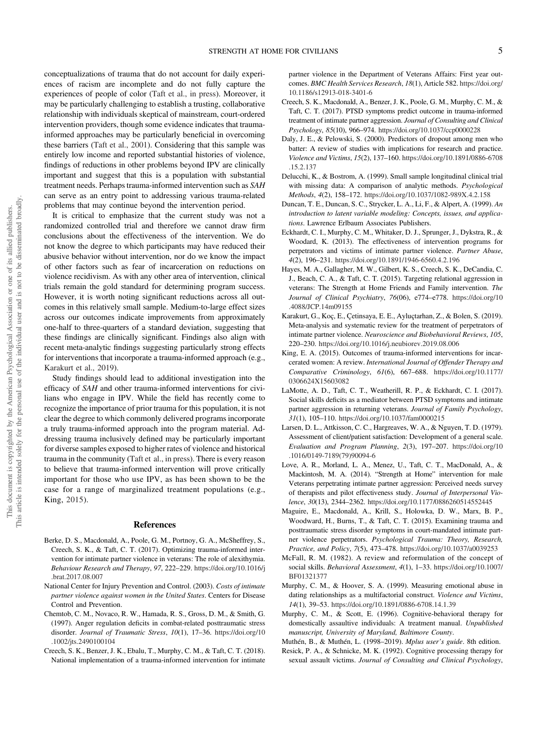conceptualizations of trauma that do not account for daily experiences of racism are incomplete and do not fully capture the experiences of people of color (Taft et al., in press). Moreover, it may be particularly challenging to establish a trusting, collaborative relationship with individuals skeptical of mainstream, court-ordered intervention providers, though some evidence indicates that trauma-informed approaches may be particularly beneficial in overcoming these barriers (Taft et al., 2001). Considering that this sample was entirely low income and reported substantial histories of violence, findings of reductions in other problems beyond IPV are clinically important and suggest that this is a population with substantial treatment needs. Perhaps trauma-informed intervention such as *SAH* can serve as an entry point to addressing various trauma-related problems that may continue beyond the intervention period.

It is critical to emphasize that the current study was not a randomized controlled trial and therefore we cannot draw firm conclusions about the effectiveness of the intervention. We do not know the degree to which participants may have reduced their abusive behavior without intervention, nor do we know the impact of other factors such as fear of incarceration on reductions on violence recidivism. As with any other area of intervention, clinical trials remain the gold standard for determining program success. However, it is worth noting significant reductions across all outcomes in this relatively small sample. Medium-to-large effect sizes across our outcomes indicate improvements from approximately one-half to three-quarters of a standard deviation, suggesting that these findings are clinically significant. Findings also align with recent meta-analytic findings suggesting particularly strong effects for interventions that incorporate a trauma-informed approach (e.g., Karakurt et al., 2019).

Study findings should lead to additional investigation into the efficacy of *SAH* and other trauma-informed interventions for civilians who engage in IPV. While the field has recently come to recognize the importance of prior trauma for this population, it is not clear the degree to which commonly delivered programs incorporate a truly trauma-informed approach into the program material. Addressing trauma inclusively defined may be particularly important for diverse samples exposed to higher rates of violence and historical trauma in the community (Taft et al., in press). There is every reason to believe that trauma-informed intervention will prove critically important for those who use IPV, as has been shown to be the case for a range of marginalized treatment populations (e.g., King, 2015).

## References

Berke, D. S., Macdonald, A., Poole, G. M., Portnoy, G. A., McSheffrey, S., Creech, S. K., & Taft, C. T. (2017). Optimizing trauma-informed intervention for intimate partner violence in veterans: The role of alexithymia. *Behaviour Research and Therapy*, *97*, 222–229. https://doi.org/10.1016/j.brat.2017.08.007

National Center for Injury Prevention and Control. (2003). *Costs of intimate partner violence against women in the United States*. Centers for Disease Control and Prevention.

Chemtob, C. M., Novaco, R. W., Hamada, R. S., Gross, D. M., & Smith, G. (1997). Anger regulation deficits in combat-related posttraumatic stress disorder. *Journal of Traumatic Stress*, *10*(1), 17–36. https://doi.org/10.1002/jts.2490100104

Creech, S. K., Benzer, J. K., Ebalu, T., Murphy, C. M., & Taft, C. T. (2018). National implementation of a trauma-informed intervention for intimate partner violence in the Department of Veterans Affairs: First year outcomes. *BMC Health Services Research*, *18*(1), Article 582. https://doi.org/10.1186/s12913-018-3401-6

Creech, S. K., Macdonald, A., Benzer, J. K., Poole, G. M., Murphy, C. M., & Taft, C. T. (2017). PTSD symptoms predict outcome in trauma-informed treatment of intimate partner aggression. *Journal of Consulting and Clinical Psychology*, *85*(10), 966–974. https://doi.org/10.1037/ccp0000228

Daly, J. E., & Pelowski, S. (2000). Predictors of dropout among men who batter: A review of studies with implications for research and practice. *Violence and Victims*, *15*(2), 137–160. https://doi.org/10.1891/0886-6708.15.2.137

Delucchi, K., & Bostrom, A. (1999). Small sample longitudinal clinical trial with missing data: A comparison of analytic methods. *Psychological Methods*, *4*(2), 158–172. https://doi.org/10.1037/1082-989X.4.2.158

Duncan, T. E., Duncan, S. C., Strycker, L. A., Li, F., & Alpert, A. (1999). *An introduction to latent variable modeling: Concepts, issues, and applications*. Lawrence Erlbaum Associates Publishers.

Eckhardt, C. I., Murphy, C. M., Whitaker, D. J., Sprunger, J., Dykstra, R., & Woodard, K. (2013). The effectiveness of intervention programs for perpetrators and victims of intimate partner violence. *Partner Abuse*, *4*(2), 196–231. https://doi.org/10.1891/1946-6560.4.2.196

Hayes, M. A., Gallagher, M. W., Gilbert, K. S., Creech, S. K., DeCandia, C. J., Beach, C. A., & Taft, C. T. (2015). Targeting relational aggression in veterans: The Strength at Home Friends and Family intervention. *The Journal of Clinical Psychiatry*, *76*(06), e774–e778. https://doi.org/10.4088/JCP.14m09155

Karakurt, G., Koç, E., Çetinsaya, E. E., Ayluçtarhan, Z., & Bolen, S. (2019). Meta-analysis and systematic review for the treatment of perpetrators of intimate partner violence. *Neuroscience and Biobehavioral Reviews*, *105*, 220–230. https://doi.org/10.1016/j.neubiorev.2019.08.006

King, E. A. (2015). Outcomes of trauma-informed interventions for incarcerated women: A review. *International Journal of Offender Therapy and Comparative Criminology*, *61*(6), 667–688. https://doi.org/10.1177/0306624X15603082

LaMotte, A. D., Taft, C. T., Weatherill, R. P., & Eckhardt, C. I. (2017). Social skills deficits as a mediator between PTSD symptoms and intimate partner aggression in returning veterans. *Journal of Family Psychology*, *31*(1), 105–110. https://doi.org/10.1037/fam0000215

Larsen, D. L., Attkisson, C. C., Hargreaves, W. A., & Nguyen, T. D. (1979). Assessment of client/patient satisfaction: Development of a general scale. *Evaluation and Program Planning*, *2*(3), 197–207. https://doi.org/10.1016/0149-7189(79)90094-6

Love, A. R., Morland, L. A., Menez, U., Taft, C. T., MacDonald, A., & Mackintosh, M. A. (2014). "Strength at Home" intervention for male Veterans perpetrating intimate partner aggression: Perceived needs survey of therapists and pilot effectiveness study. *Journal of Interpersonal Violence*, *30*(13), 2344–2362. https://doi.org/10.1177/0886260514552445

Maguire, E., Macdonald, A., Krill, S., Holowka, D. W., Marx, B. P., Woodward, H., Burns, T., & Taft, C. T. (2015). Examining trauma and posttraumatic stress disorder symptoms in court-mandated intimate partner violence perpetrators. *Psychological Trauma: Theory, Research, Practice, and Policy*, *7*(5), 473–478. https://doi.org/10.1037/a0039253

McFall, R. M. (1982). A review and reformulation of the concept of social skills. *Behavioral Assessment*, *4*(1), 1–33. https://doi.org/10.1007/BF01321377

Murphy, C. M., & Hoover, S. A. (1999). Measuring emotional abuse in dating relationships as a multifactorial construct. *Violence and Victims*, *14*(1), 39–53. https://doi.org/10.1891/0886-6708.14.1.39

Murphy, C. M., & Scott, E. (1996). Cognitive-behavioral therapy for domestically assaultive individuals: A treatment manual. *Unpublished manuscript, University of Maryland, Baltimore County*.

Muthén, B., & Muthén, L. (1998–2019). *Mplus user's guide*. 8th edition.

Resick, P. A., & Schnicke, M. K. (1992). Cognitive processing therapy for sexual assault victims. *Journal of Consulting and Clinical Psychology*,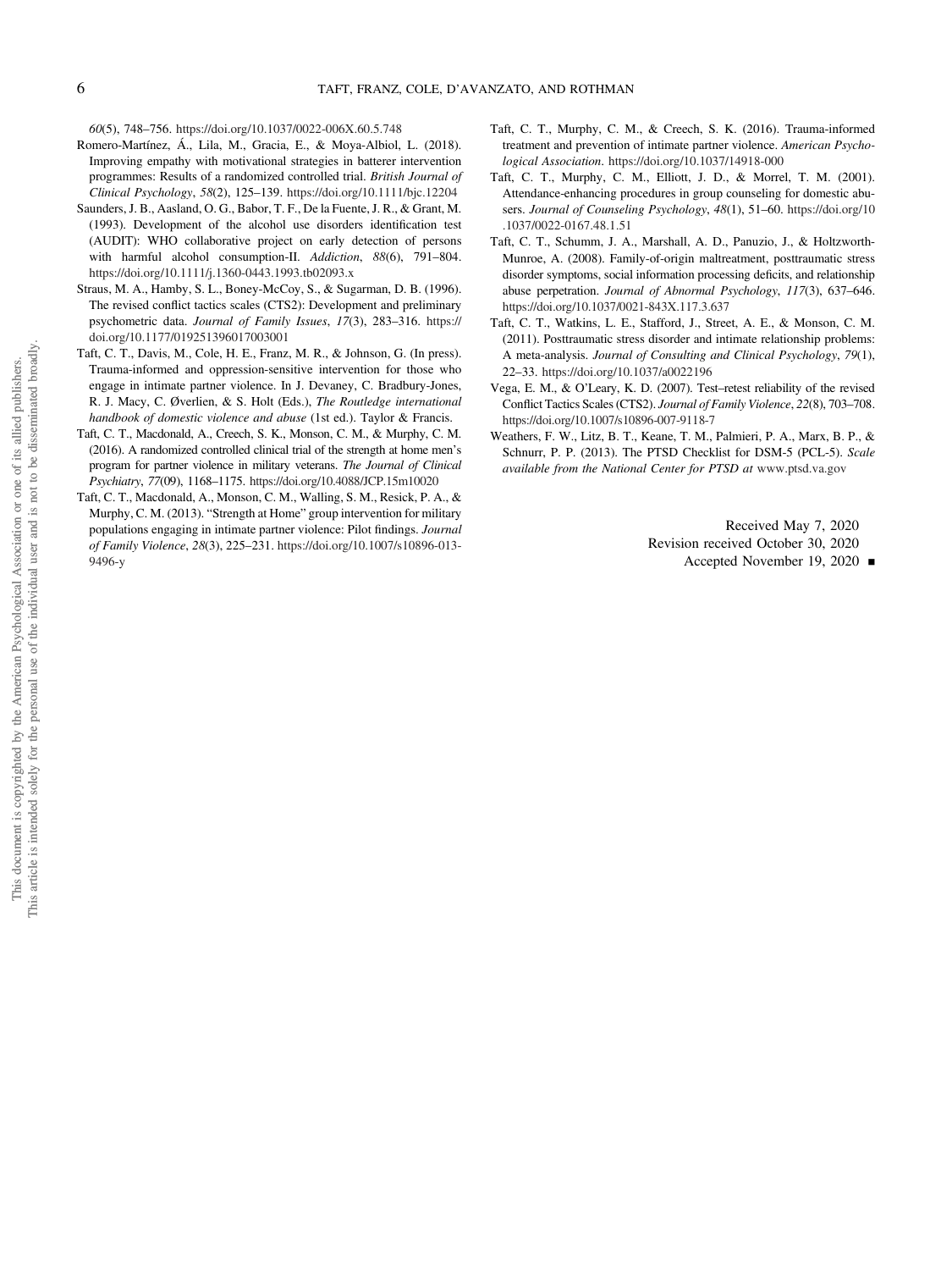*60*(5), 748–756. https://doi.org/10.1037/0022-006X.60.5.748

Romero-Martínez, Á., Lila, M., Gracia, E., & Moya-Albiol, L. (2018). Improving empathy with motivational strategies in batterer intervention programmes: Results of a randomized controlled trial. *British Journal of Clinical Psychology*, *58*(2), 125–139. https://doi.org/10.1111/bjc.12204

Saunders, J. B., Aasland, O. G., Babor, T. F., De la Fuente, J. R., & Grant, M. (1993). Development of the alcohol use disorders identification test (AUDIT): WHO collaborative project on early detection of persons with harmful alcohol consumption-II. *Addiction*, *88*(6), 791–804. https://doi.org/10.1111/j.1360-0443.1993.tb02093.x

Straus, M. A., Hamby, S. L., Boney-McCoy, S., & Sugarman, D. B. (1996). The revised conflict tactics scales (CTS2): Development and preliminary psychometric data. *Journal of Family Issues*, *17*(3), 283–316. https://doi.org/10.1177/019251396017003001

Taft, C. T., Davis, M., Cole, H. E., Franz, M. R., & Johnson, G. (In press). Trauma-informed and oppression-sensitive intervention for those who engage in intimate partner violence. In J. Devaney, C. Bradbury-Jones, R. J. Macy, C. Øverlien, & S. Holt (Eds.), *The Routledge international handbook of domestic violence and abuse* (1st ed.). Taylor & Francis.

Taft, C. T., Macdonald, A., Creech, S. K., Monson, C. M., & Murphy, C. M. (2016). A randomized controlled clinical trial of the strength at home men's program for partner violence in military veterans. *The Journal of Clinical Psychiatry*, *77*(09), 1168–1175. https://doi.org/10.4088/JCP.15m10020

Taft, C. T., Macdonald, A., Monson, C. M., Walling, S. M., Resick, P. A., & Murphy, C. M. (2013). "Strength at Home" group intervention for military populations engaging in intimate partner violence: Pilot findings. *Journal of Family Violence*, *28*(3), 225–231. https://doi.org/10.1007/s10896-013-9496-y

Taft, C. T., Murphy, C. M., & Creech, S. K. (2016). Trauma-informed treatment and prevention of intimate partner violence. *American Psychological Association*. https://doi.org/10.1037/14918-000

Taft, C. T., Murphy, C. M., Elliott, J. D., & Morrel, T. M. (2001). Attendance-enhancing procedures in group counseling for domestic abusers. *Journal of Counseling Psychology*, *48*(1), 51–60. https://doi.org/10.1037/0022-0167.48.1.51

Taft, C. T., Schumm, J. A., Marshall, A. D., Panuzio, J., & Holtzworth-Munroe, A. (2008). Family-of-origin maltreatment, posttraumatic stress disorder symptoms, social information processing deficits, and relationship abuse perpetration. *Journal of Abnormal Psychology*, *117*(3), 637–646. https://doi.org/10.1037/0021-843X.117.3.637

Taft, C. T., Watkins, L. E., Stafford, J., Street, A. E., & Monson, C. M. (2011). Posttraumatic stress disorder and intimate relationship problems: A meta-analysis. *Journal of Consulting and Clinical Psychology*, *79*(1), 22–33. https://doi.org/10.1037/a0022196

Vega, E. M., & O'Leary, K. D. (2007). Test–retest reliability of the revised Conflict Tactics Scales (CTS2). *Journal of Family Violence*, *22*(8), 703–708. https://doi.org/10.1007/s10896-007-9118-7

Weathers, F. W., Litz, B. T., Keane, T. M., Palmieri, P. A., Marx, B. P., & Schnurr, P. P. (2013). The PTSD Checklist for DSM-5 (PCL-5). *Scale available from the National Center for PTSD at* www.ptsd.va.gov

Received May 7, 2020
Revision received October 30, 2020
Accepted November 19, 2020 ■